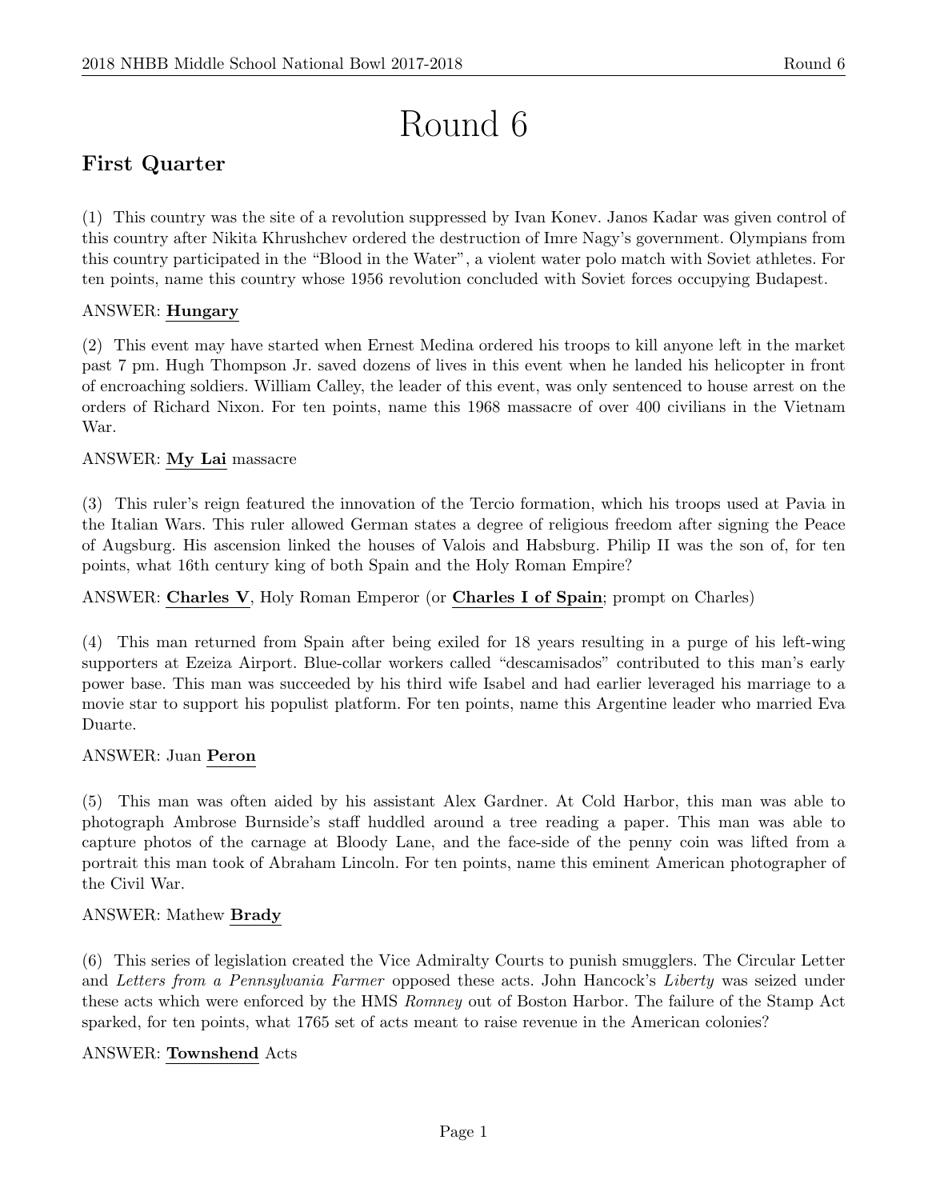# Round 6

## First Quarter

(1) This country was the site of a revolution suppressed by Ivan Konev. Janos Kadar was given control of this country after Nikita Khrushchev ordered the destruction of Imre Nagy's government. Olympians from this country participated in the "Blood in the Water", a violent water polo match with Soviet athletes. For ten points, name this country whose 1956 revolution concluded with Soviet forces occupying Budapest.

ANSWER: **Hungary**

(2) This event may have started when Ernest Medina ordered his troops to kill anyone left in the market past 7 pm. Hugh Thompson Jr. saved dozens of lives in this event when he landed his helicopter in front of encroaching soldiers. William Calley, the leader of this event, was only sentenced to house arrest on the orders of Richard Nixon. For ten points, name this 1968 massacre of over 400 civilians in the Vietnam War.

ANSWER: **My Lai** massacre

(3) This ruler's reign featured the innovation of the Tercio formation, which his troops used at Pavia in the Italian Wars. This ruler allowed German states a degree of religious freedom after signing the Peace of Augsburg. His ascension linked the houses of Valois and Habsburg. Philip II was the son of, for ten points, what 16th century king of both Spain and the Holy Roman Empire?

ANSWER: **Charles V**, Holy Roman Emperor (or **Charles I of Spain**; prompt on Charles)

(4) This man returned from Spain after being exiled for 18 years resulting in a purge of his left-wing supporters at Ezeiza Airport. Blue-collar workers called "descamisados" contributed to this man's early power base. This man was succeeded by his third wife Isabel and had earlier leveraged his marriage to a movie star to support his populist platform. For ten points, name this Argentine leader who married Eva Duarte.

ANSWER: Juan **Peron**

(5) This man was often aided by his assistant Alex Gardner. At Cold Harbor, this man was able to photograph Ambrose Burnside's staff huddled around a tree reading a paper. This man was able to capture photos of the carnage at Bloody Lane, and the face-side of the penny coin was lifted from a portrait this man took of Abraham Lincoln. For ten points, name this eminent American photographer of the Civil War.

ANSWER: Mathew **Brady**

(6) This series of legislation created the Vice Admiralty Courts to punish smugglers. The Circular Letter and *Letters from a Pennsylvania Farmer* opposed these acts. John Hancock's *Liberty* was seized under these acts which were enforced by the HMS *Romney* out of Boston Harbor. The failure of the Stamp Act sparked, for ten points, what 1765 set of acts meant to raise revenue in the American colonies?

ANSWER: **Townshend** Acts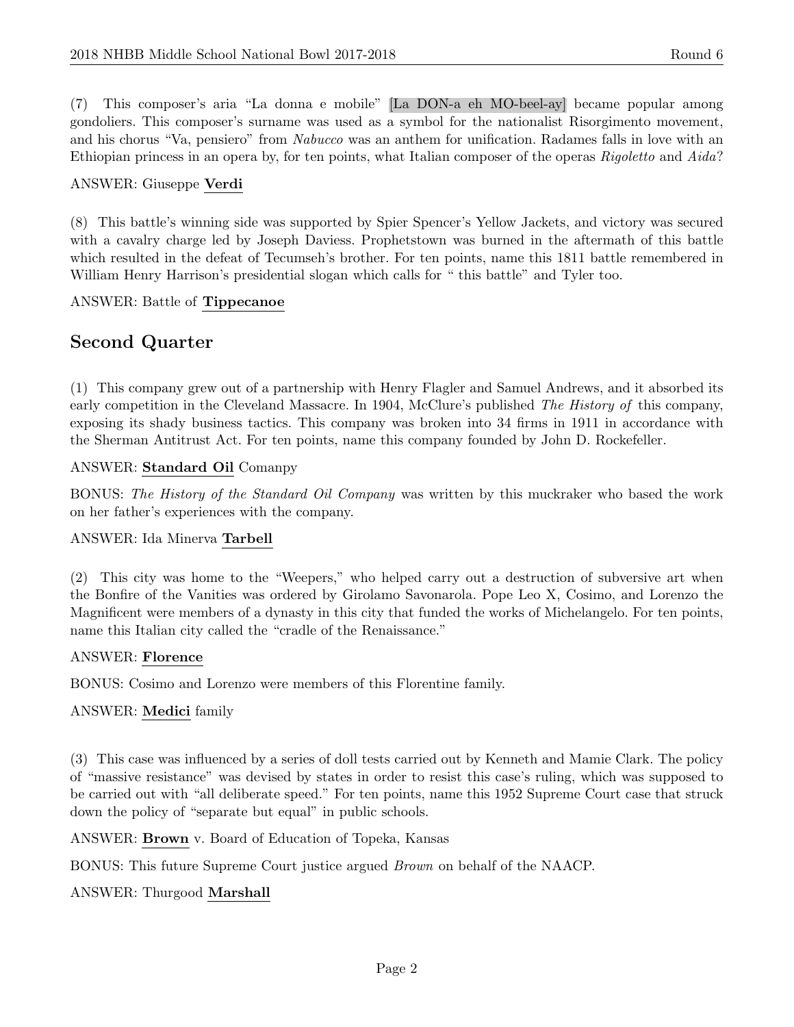(7) This composer's aria "La donna e mobile" [La DON-a eh MO-beel-ay] became popular among gondoliers. This composer's surname was used as a symbol for the nationalist Risorgimento movement, and his chorus "Va, pensiero" from *Nabucco* was an anthem for unification. Radames falls in love with an Ethiopian princess in an opera by, for ten points, what Italian composer of the operas *Rigoletto* and *Aida*?

ANSWER: Giuseppe **Verdi**

(8) This battle's winning side was supported by Spier Spencer's Yellow Jackets, and victory was secured with a cavalry charge led by Joseph Daviess. Prophetstown was burned in the aftermath of this battle which resulted in the defeat of Tecumseh's brother. For ten points, name this 1811 battle remembered in William Henry Harrison's presidential slogan which calls for " this battle" and Tyler too.

ANSWER: Battle of **Tippecanoe**

## Second Quarter

(1) This company grew out of a partnership with Henry Flagler and Samuel Andrews, and it absorbed its early competition in the Cleveland Massacre. In 1904, McClure's published *The History of* this company, exposing its shady business tactics. This company was broken into 34 firms in 1911 in accordance with the Sherman Antitrust Act. For ten points, name this company founded by John D. Rockefeller.

ANSWER: **Standard Oil** Comanpy

BONUS: *The History of the Standard Oil Company* was written by this muckraker who based the work on her father's experiences with the company.

ANSWER: Ida Minerva **Tarbell**

(2) This city was home to the "Weepers," who helped carry out a destruction of subversive art when the Bonfire of the Vanities was ordered by Girolamo Savonarola. Pope Leo X, Cosimo, and Lorenzo the Magnificent were members of a dynasty in this city that funded the works of Michelangelo. For ten points, name this Italian city called the "cradle of the Renaissance."

ANSWER: **Florence**

BONUS: Cosimo and Lorenzo were members of this Florentine family.

ANSWER: **Medici** family

(3) This case was influenced by a series of doll tests carried out by Kenneth and Mamie Clark. The policy of "massive resistance" was devised by states in order to resist this case's ruling, which was supposed to be carried out with "all deliberate speed." For ten points, name this 1952 Supreme Court case that struck down the policy of "separate but equal" in public schools.

ANSWER: **Brown** v. Board of Education of Topeka, Kansas

BONUS: This future Supreme Court justice argued *Brown* on behalf of the NAACP.

ANSWER: Thurgood **Marshall**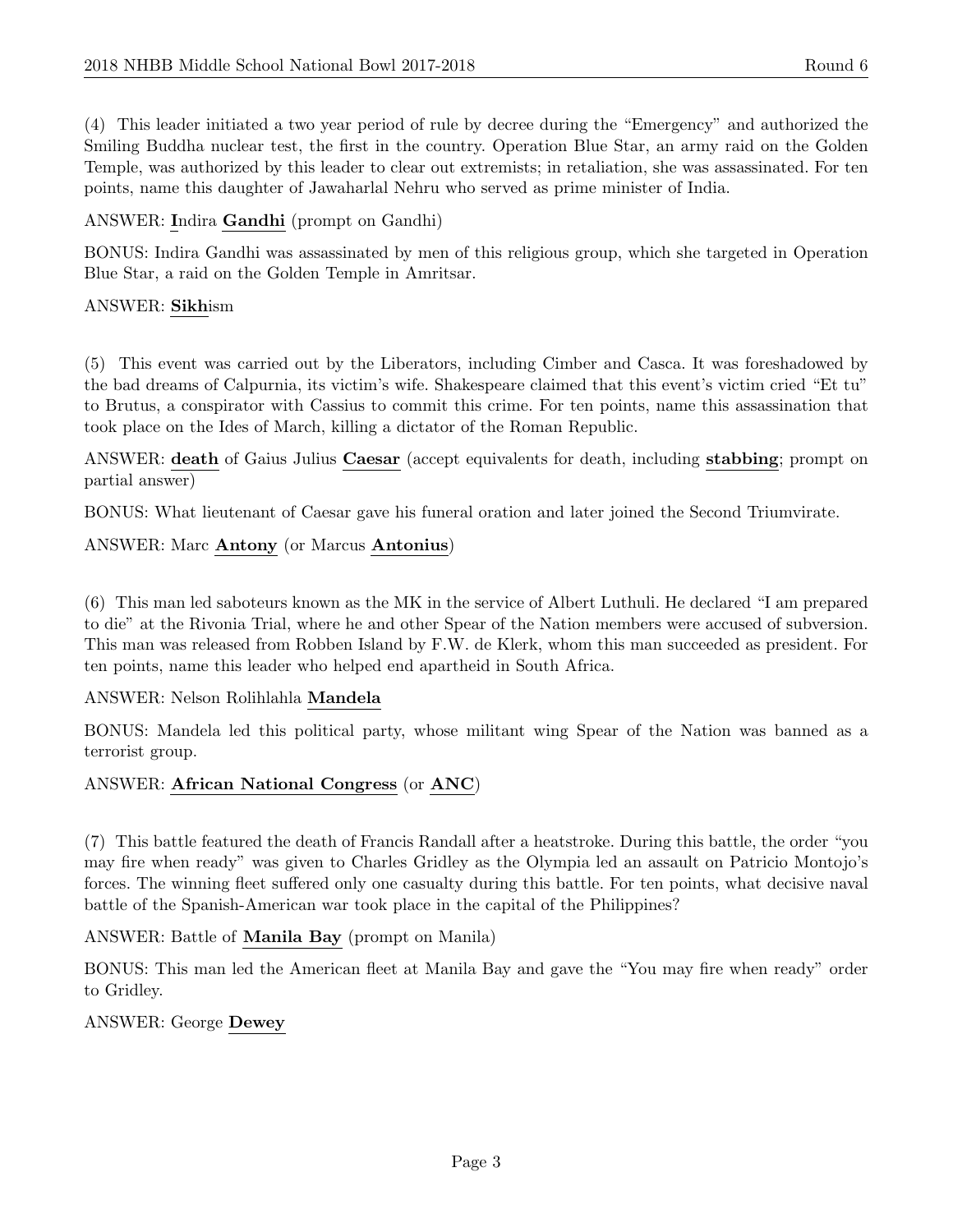(4) This leader initiated a two year period of rule by decree during the "Emergency" and authorized the Smiling Buddha nuclear test, the first in the country. Operation Blue Star, an army raid on the Golden Temple, was authorized by this leader to clear out extremists; in retaliation, she was assassinated. For ten points, name this daughter of Jawaharlal Nehru who served as prime minister of India.

ANSWER: **I**ndira **Gandhi** (prompt on Gandhi)

BONUS: Indira Gandhi was assassinated by men of this religious group, which she targeted in Operation Blue Star, a raid on the Golden Temple in Amritsar.

ANSWER: **Sikh**ism

(5) This event was carried out by the Liberators, including Cimber and Casca. It was foreshadowed by the bad dreams of Calpurnia, its victim's wife. Shakespeare claimed that this event's victim cried "Et tu" to Brutus, a conspirator with Cassius to commit this crime. For ten points, name this assassination that took place on the Ides of March, killing a dictator of the Roman Republic.

ANSWER: **death** of Gaius Julius **Caesar** (accept equivalents for death, including **stabbing**; prompt on partial answer)

BONUS: What lieutenant of Caesar gave his funeral oration and later joined the Second Triumvirate.

ANSWER: Marc **Antony** (or Marcus **Antonius**)

(6) This man led saboteurs known as the MK in the service of Albert Luthuli. He declared "I am prepared to die" at the Rivonia Trial, where he and other Spear of the Nation members were accused of subversion. This man was released from Robben Island by F.W. de Klerk, whom this man succeeded as president. For ten points, name this leader who helped end apartheid in South Africa.

ANSWER: Nelson Rolihlahla **Mandela**

BONUS: Mandela led this political party, whose militant wing Spear of the Nation was banned as a terrorist group.

ANSWER: **African National Congress** (or **ANC**)

(7) This battle featured the death of Francis Randall after a heatstroke. During this battle, the order "you may fire when ready" was given to Charles Gridley as the Olympia led an assault on Patricio Montojo's forces. The winning fleet suffered only one casualty during this battle. For ten points, what decisive naval battle of the Spanish-American war took place in the capital of the Philippines?

ANSWER: Battle of **Manila Bay** (prompt on Manila)

BONUS: This man led the American fleet at Manila Bay and gave the "You may fire when ready" order to Gridley.

ANSWER: George **Dewey**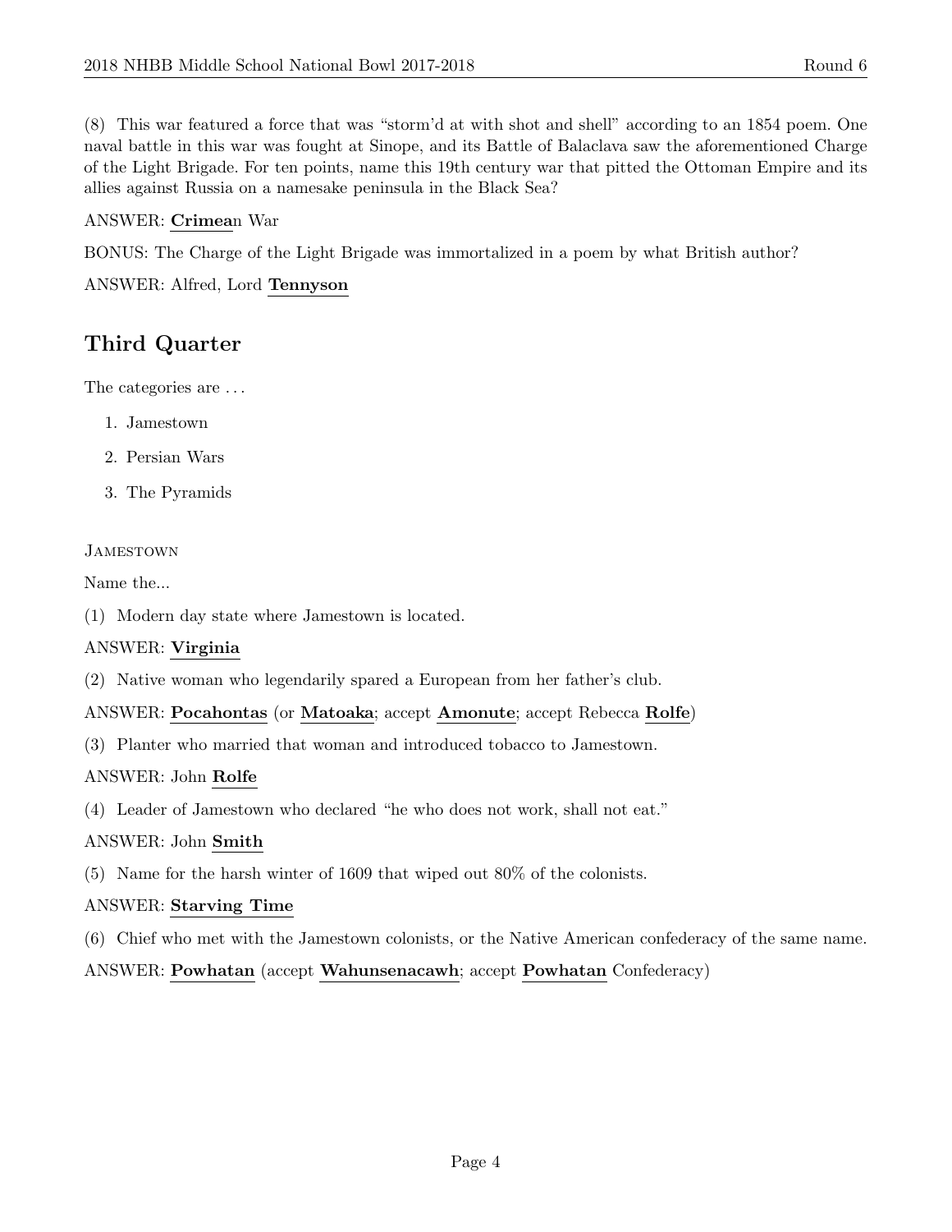(8) This war featured a force that was "storm'd at with shot and shell" according to an 1854 poem. One naval battle in this war was fought at Sinope, and its Battle of Balaclava saw the aforementioned Charge of the Light Brigade. For ten points, name this 19th century war that pitted the Ottoman Empire and its allies against Russia on a namesake peninsula in the Black Sea?

ANSWER: **Crimea**n War

BONUS: The Charge of the Light Brigade was immortalized in a poem by what British author?

ANSWER: Alfred, Lord **Tennyson**

## Third Quarter

The categories are ...

1. Jamestown
2. Persian Wars
3. The Pyramids

### Jamestown

Name the...

(1) Modern day state where Jamestown is located.

ANSWER: **Virginia**

(2) Native woman who legendarily spared a European from her father's club.

ANSWER: **Pocahontas** (or **Matoaka**; accept **Amonute**; accept Rebecca **Rolfe**)

(3) Planter who married that woman and introduced tobacco to Jamestown.

ANSWER: John **Rolfe**

(4) Leader of Jamestown who declared "he who does not work, shall not eat."

ANSWER: John **Smith**

(5) Name for the harsh winter of 1609 that wiped out 80% of the colonists.

ANSWER: **Starving Time**

(6) Chief who met with the Jamestown colonists, or the Native American confederacy of the same name.

ANSWER: **Powhatan** (accept **Wahunsenacawh**; accept **Powhatan** Confederacy)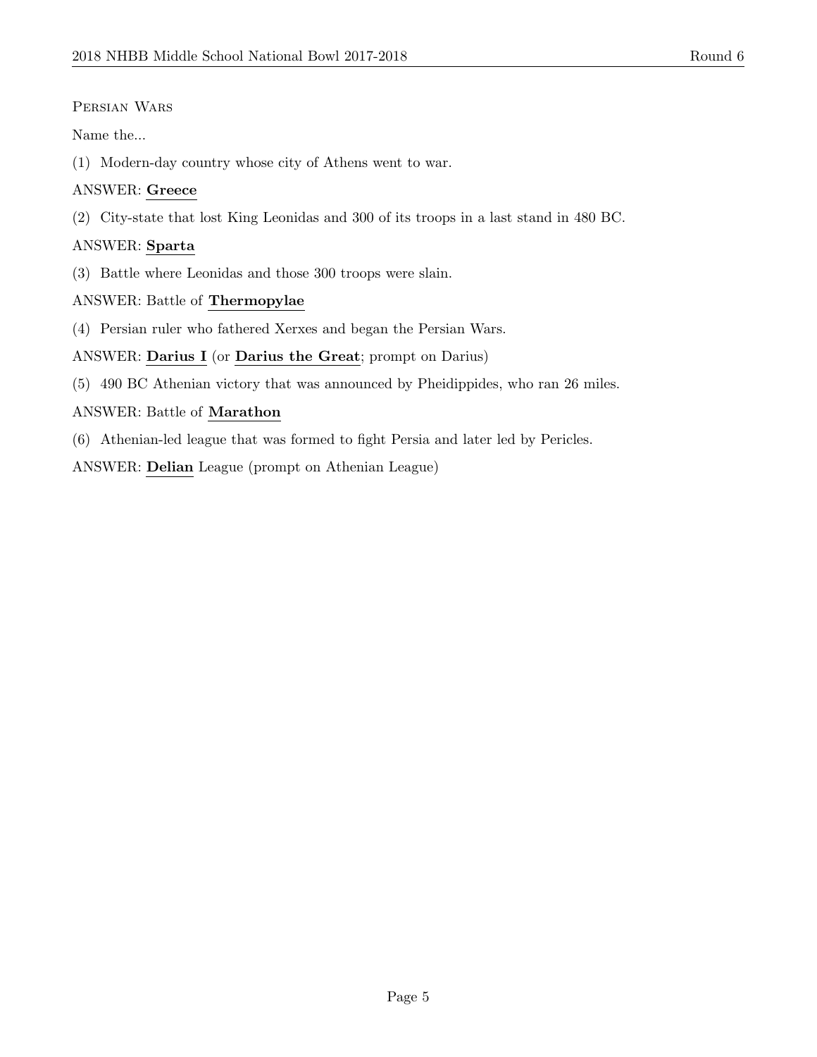Persian Wars

Name the...

(1) Modern-day country whose city of Athens went to war.

ANSWER: **Greece**

(2) City-state that lost King Leonidas and 300 of its troops in a last stand in 480 BC.

ANSWER: **Sparta**

(3) Battle where Leonidas and those 300 troops were slain.

ANSWER: Battle of **Thermopylae**

(4) Persian ruler who fathered Xerxes and began the Persian Wars.

ANSWER: **Darius I** (or **Darius the Great**; prompt on Darius)

(5) 490 BC Athenian victory that was announced by Pheidippides, who ran 26 miles.

ANSWER: Battle of **Marathon**

(6) Athenian-led league that was formed to fight Persia and later led by Pericles.

ANSWER: **Delian** League (prompt on Athenian League)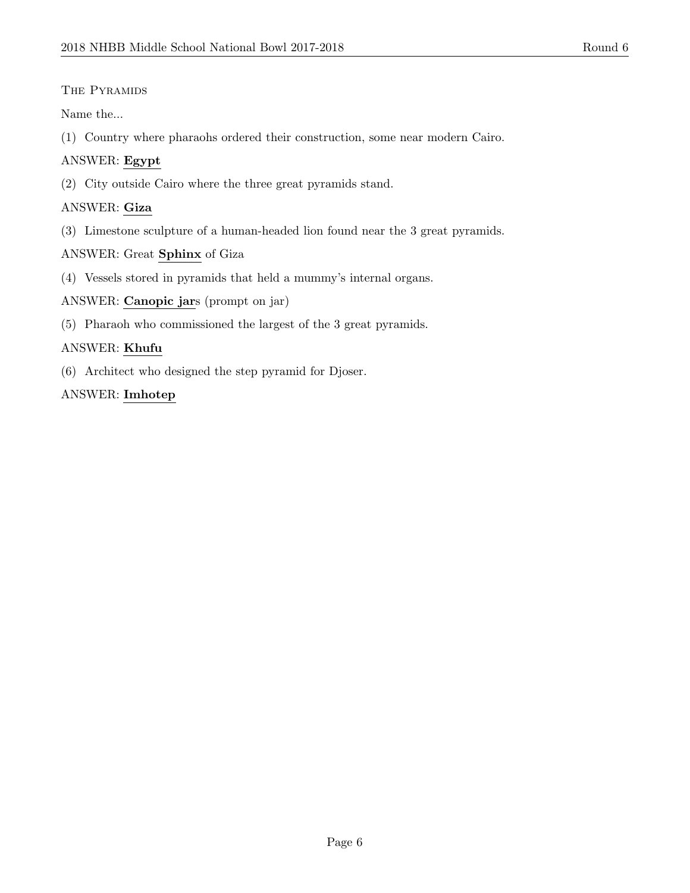### The Pyramids

Name the...

(1) Country where pharaohs ordered their construction, some near modern Cairo.

ANSWER: **Egypt**

(2) City outside Cairo where the three great pyramids stand.

ANSWER: **Giza**

(3) Limestone sculpture of a human-headed lion found near the 3 great pyramids.

ANSWER: Great **Sphinx** of Giza

(4) Vessels stored in pyramids that held a mummy's internal organs.

ANSWER: **Canopic jar**s (prompt on jar)

(5) Pharaoh who commissioned the largest of the 3 great pyramids.

ANSWER: **Khufu**

(6) Architect who designed the step pyramid for Djoser.

ANSWER: **Imhotep**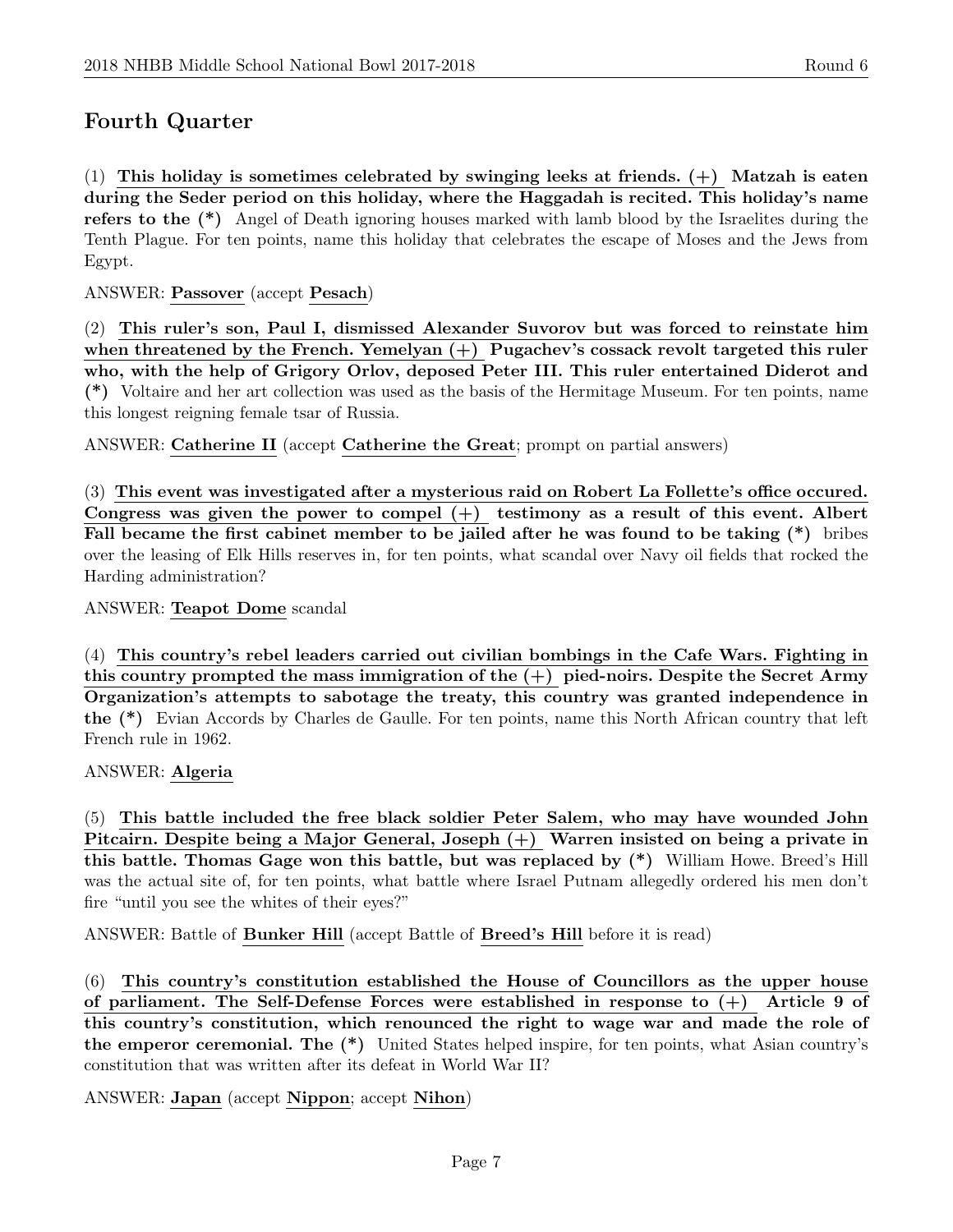## Fourth Quarter

(1) **This holiday is sometimes celebrated by swinging leeks at friends. (+) Matzah is eaten during the Seder period on this holiday, where the Haggadah is recited. This holiday's name refers to the (*)** Angel of Death ignoring houses marked with lamb blood by the Israelites during the Tenth Plague. For ten points, name this holiday that celebrates the escape of Moses and the Jews from Egypt.

ANSWER: **Passover** (accept **Pesach**)

(2) **This ruler's son, Paul I, dismissed Alexander Suvorov but was forced to reinstate him when threatened by the French. Yemelyan (+) Pugachev's cossack revolt targeted this ruler who, with the help of Grigory Orlov, deposed Peter III. This ruler entertained Diderot and (*)** Voltaire and her art collection was used as the basis of the Hermitage Museum. For ten points, name this longest reigning female tsar of Russia.

ANSWER: **Catherine II** (accept **Catherine the Great**; prompt on partial answers)

(3) **This event was investigated after a mysterious raid on Robert La Follette's office occured. Congress was given the power to compel (+) testimony as a result of this event. Albert Fall became the first cabinet member to be jailed after he was found to be taking (*)** bribes over the leasing of Elk Hills reserves in, for ten points, what scandal over Navy oil fields that rocked the Harding administration?

ANSWER: **Teapot Dome** scandal

(4) **This country's rebel leaders carried out civilian bombings in the Cafe Wars. Fighting in this country prompted the mass immigration of the (+) pied-noirs. Despite the Secret Army Organization's attempts to sabotage the treaty, this country was granted independence in the (*)** Evian Accords by Charles de Gaulle. For ten points, name this North African country that left French rule in 1962.

ANSWER: **Algeria**

(5) **This battle included the free black soldier Peter Salem, who may have wounded John Pitcairn. Despite being a Major General, Joseph (+) Warren insisted on being a private in this battle. Thomas Gage won this battle, but was replaced by (*)** William Howe. Breed's Hill was the actual site of, for ten points, what battle where Israel Putnam allegedly ordered his men don't fire "until you see the whites of their eyes?"

ANSWER: Battle of **Bunker Hill** (accept Battle of **Breed's Hill** before it is read)

(6) **This country's constitution established the House of Councillors as the upper house of parliament. The Self-Defense Forces were established in response to (+) Article 9 of this country's constitution, which renounced the right to wage war and made the role of the emperor ceremonial. The (*)** United States helped inspire, for ten points, what Asian country's constitution that was written after its defeat in World War II?

ANSWER: **Japan** (accept **Nippon**; accept **Nihon**)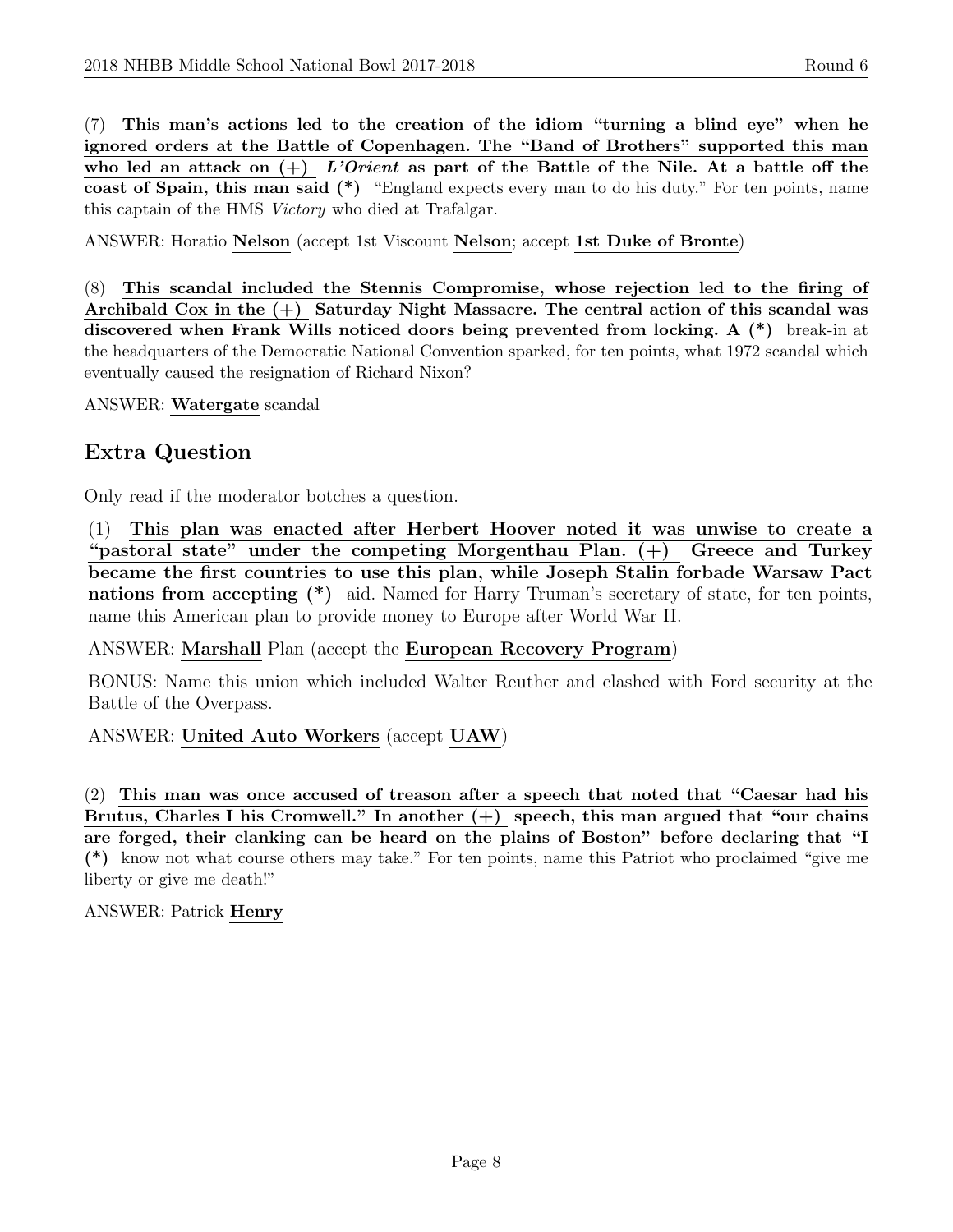(7) **This man's actions led to the creation of the idiom "turning a blind eye" when he ignored orders at the Battle of Copenhagen. The "Band of Brothers" supported this man who led an attack on (+) *L'Orient* as part of the Battle of the Nile. At a battle off the coast of Spain, this man said (*)** "England expects every man to do his duty." For ten points, name this captain of the HMS *Victory* who died at Trafalgar.

ANSWER: Horatio **Nelson** (accept 1st Viscount **Nelson**; accept **1st Duke of Bronte**)

(8) **This scandal included the Stennis Compromise, whose rejection led to the firing of Archibald Cox in the (+) Saturday Night Massacre. The central action of this scandal was discovered when Frank Wills noticed doors being prevented from locking. A (*)** break-in at the headquarters of the Democratic National Convention sparked, for ten points, what 1972 scandal which eventually caused the resignation of Richard Nixon?

ANSWER: **Watergate** scandal

## Extra Question

Only read if the moderator botches a question.

(1) **This plan was enacted after Herbert Hoover noted it was unwise to create a "pastoral state" under the competing Morgenthau Plan. (+) Greece and Turkey became the first countries to use this plan, while Joseph Stalin forbade Warsaw Pact nations from accepting (*)** aid. Named for Harry Truman's secretary of state, for ten points, name this American plan to provide money to Europe after World War II.

ANSWER: **Marshall** Plan (accept the **European Recovery Program**)

BONUS: Name this union which included Walter Reuther and clashed with Ford security at the Battle of the Overpass.

ANSWER: **United Auto Workers** (accept **UAW**)

(2) **This man was once accused of treason after a speech that noted that "Caesar had his Brutus, Charles I his Cromwell." In another (+) speech, this man argued that "our chains are forged, their clanking can be heard on the plains of Boston" before declaring that "I (*)** know not what course others may take." For ten points, name this Patriot who proclaimed "give me liberty or give me death!"

ANSWER: Patrick **Henry**